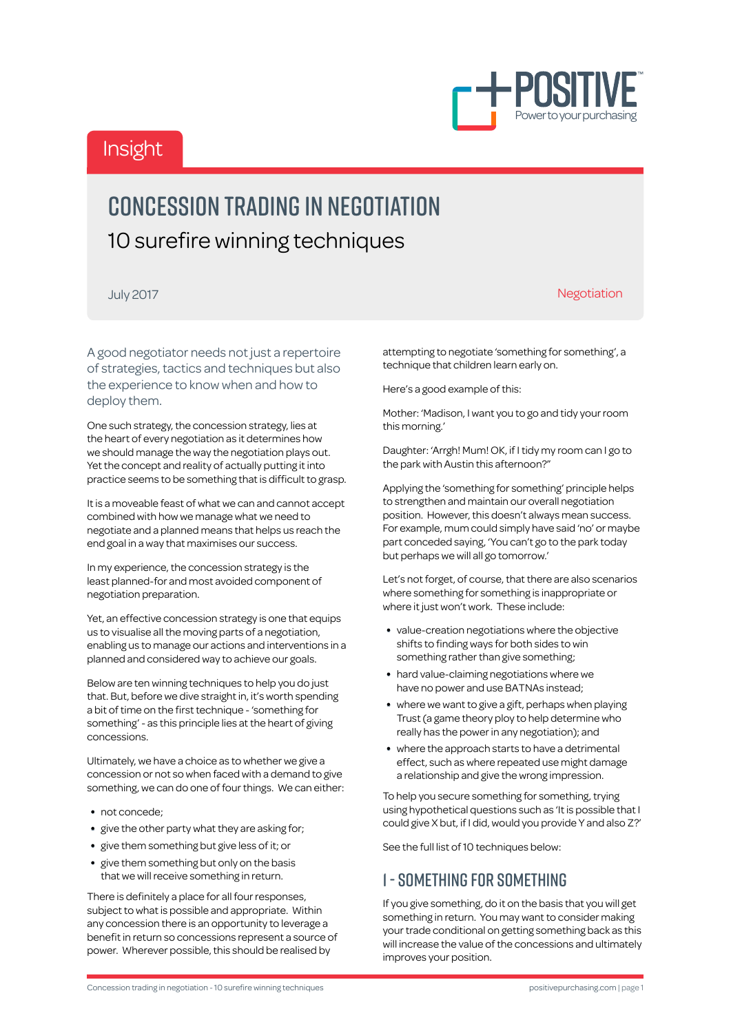Insight

# CONCESSION TRADING IN NEGOTIATION

## 10 surefire winning techniques

July 2017

Negotiation

A good negotiator needs not just a repertoire of strategies, tactics and techniques but also the experience to know when and how to deploy them.

One such strategy, the concession strategy, lies at the heart of every negotiation as it determines how we should manage the way the negotiation plays out. Yet the concept and reality of actually putting it into practice seems to be something that is difficult to grasp.

It is a moveable feast of what we can and cannot accept combined with how we manage what we need to negotiate and a planned means that helps us reach the end goal in a way that maximises our success.

In my experience, the concession strategy is the least planned-for and most avoided component of negotiation preparation.

Yet, an effective concession strategy is one that equips us to visualise all the moving parts of a negotiation, enabling us to manage our actions and interventions in a planned and considered way to achieve our goals.

Below are ten winning techniques to help you do just that. But, before we dive straight in, it's worth spending a bit of time on the first technique - 'something for something' - as this principle lies at the heart of giving concessions.

Ultimately, we have a choice as to whether we give a concession or not so when faced with a demand to give something, we can do one of four things. We can either:

- not concede;
- give the other party what they are asking for;
- give them something but give less of it; or
- give them something but only on the basis that we will receive something in return.

There is definitely a place for all four responses, subject to what is possible and appropriate. Within any concession there is an opportunity to leverage a benefit in return so concessions represent a source of power. Wherever possible, this should be realised by attempting to negotiate 'something for something', a technique that children learn early on.

Here's a good example of this:

Mother: 'Madison, I want you to go and tidy your room this morning.'

Daughter: 'Arrgh! Mum! OK, if I tidy my room can I go to the park with Austin this afternoon?"

Applying the 'something for something' principle helps to strengthen and maintain our overall negotiation position. However, this doesn't always mean success. For example, mum could simply have said 'no' or maybe part conceded saying, 'You can't go to the park today but perhaps we will all go tomorrow.'

Let's not forget, of course, that there are also scenarios where something for something is inappropriate or where it just won't work. These include:

- value-creation negotiations where the objective shifts to finding ways for both sides to win something rather than give something;
- hard value-claiming negotiations where we have no power and use BATNAs instead;
- where we want to give a gift, perhaps when playing Trust (a game theory ploy to help determine who really has the power in any negotiation); and
- where the approach starts to have a detrimental effect, such as where repeated use might damage a relationship and give the wrong impression.

To help you secure something for something, trying using hypothetical questions such as 'It is possible that I could give X but, if I did, would you provide Y and also Z?'

See the full list of 10 techniques below:

## 1 - SOMETHING FOR SOMETHING

If you give something, do it on the basis that you will get something in return. You may want to consider making your trade conditional on getting something back as this will increase the value of the concessions and ultimately improves your position.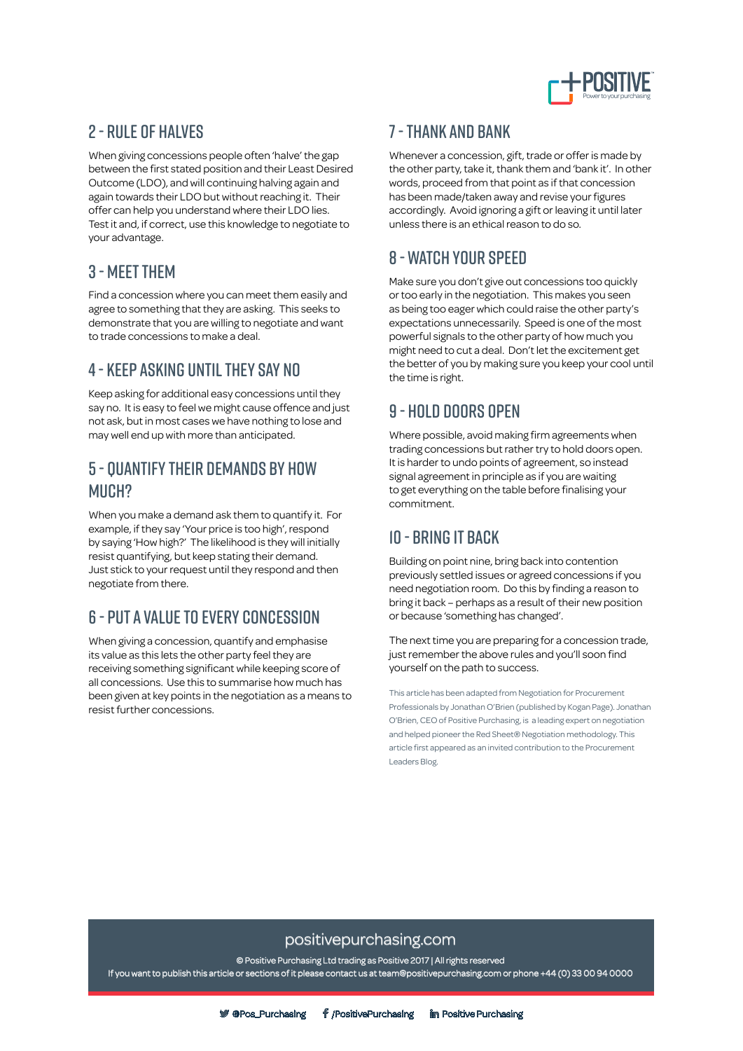## 2 - RULE OF HALVES

When giving concessions people often 'halve' the gap between the first stated position and their Least Desired Outcome (LDO), and will continuing halving again and again towards their LDO but without reaching it. Their offer can help you understand where their LDO lies. Test it and, if correct, use this knowledge to negotiate to your advantage.

## 3 - MEET THEM

Find a concession where you can meet them easily and agree to something that they are asking. This seeks to demonstrate that you are willing to negotiate and want to trade concessions to make a deal.

## 4 - KEEP ASKING UNTIL THEY SAY NO

Keep asking for additional easy concessions until they say no. It is easy to feel we might cause offence and just not ask, but in most cases we have nothing to lose and may well end up with more than anticipated.

## 5 - QUANTIFY THEIR DEMANDS BY HOW MUCH?

When you make a demand ask them to quantify it. For example, if they say 'Your price is too high', respond by saying 'How high?' The likelihood is they will initially resist quantifying, but keep stating their demand. Just stick to your request until they respond and then negotiate from there.

## 6 - PUT A VALUE TO EVERY CONCESSION

When giving a concession, quantify and emphasise its value as this lets the other party feel they are receiving something significant while keeping score of all concessions. Use this to summarise how much has been given at key points in the negotiation as a means to resist further concessions.

## 7 - THANK AND BANK

Whenever a concession, gift, trade or offer is made by the other party, take it, thank them and 'bank it'. In other words, proceed from that point as if that concession has been made/taken away and revise your figures accordingly. Avoid ignoring a gift or leaving it until later unless there is an ethical reason to do so.

## 8 - WATCH YOUR SPEED

Make sure you don't give out concessions too quickly or too early in the negotiation. This makes you seen as being too eager which could raise the other party's expectations unnecessarily. Speed is one of the most powerful signals to the other party of how much you might need to cut a deal. Don't let the excitement get the better of you by making sure you keep your cool until the time is right.

## 9 - HOLD DOORS OPEN

Where possible, avoid making firm agreements when trading concessions but rather try to hold doors open. It is harder to undo points of agreement, so instead signal agreement in principle as if you are waiting to get everything on the table before finalising your commitment.

## 10 - BRING IT BACK

Building on point nine, bring back into contention previously settled issues or agreed concessions if you need negotiation room. Do this by finding a reason to bring it back – perhaps as a result of their new position or because 'something has changed'.

The next time you are preparing for a concession trade, just remember the above rules and you'll soon find yourself on the path to success.

This article has been adapted from Negotiation for Procurement Professionals by Jonathan O'Brien (published by Kogan Page). Jonathan O'Brien, CEO of Positive Purchasing, is a leading expert on negotiation and helped pioneer the Red Sheet® Negotiation methodology. This article first appeared as an invited contribution to the Procurement Leaders Blog.

positivepurchasing.com

© Positive Purchasing Ltd trading as Positive 2017 | All rights reserved
If you want to publish this article or sections of it please contact us at team@positivepurchasing.com or phone +44 (0) 33 00 94 0000

@Pos_Purchasing /PositivePurchasing Positive Purchasing